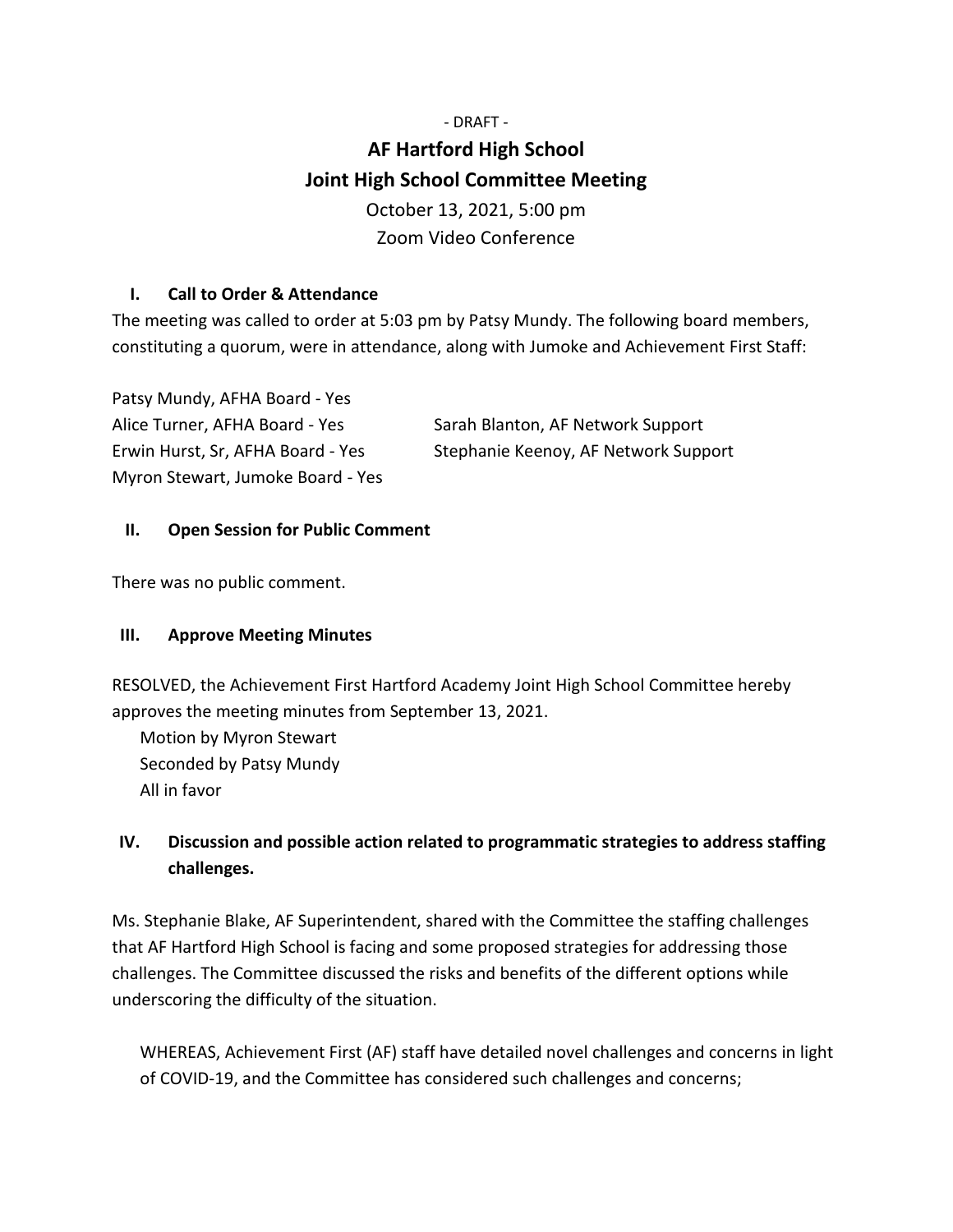- DRAFT -

# AF Hartford High School
# Joint High School Committee Meeting

October 13, 2021, 5:00 pm
Zoom Video Conference

## I. Call to Order & Attendance

The meeting was called to order at 5:03 pm by Patsy Mundy. The following board members, constituting a quorum, were in attendance, along with Jumoke and Achievement First Staff:

Patsy Mundy, AFHA Board - Yes
Alice Turner, AFHA Board - Yes
Erwin Hurst, Sr, AFHA Board - Yes
Myron Stewart, Jumoke Board - Yes

Sarah Blanton, AF Network Support
Stephanie Keenoy, AF Network Support

## II. Open Session for Public Comment

There was no public comment.

## III. Approve Meeting Minutes

RESOLVED, the Achievement First Hartford Academy Joint High School Committee hereby approves the meeting minutes from September 13, 2021.

Motion by Myron Stewart
Seconded by Patsy Mundy
All in favor

## IV. Discussion and possible action related to programmatic strategies to address staffing challenges.

Ms. Stephanie Blake, AF Superintendent, shared with the Committee the staffing challenges that AF Hartford High School is facing and some proposed strategies for addressing those challenges. The Committee discussed the risks and benefits of the different options while underscoring the difficulty of the situation.

WHEREAS, Achievement First (AF) staff have detailed novel challenges and concerns in light of COVID-19, and the Committee has considered such challenges and concerns;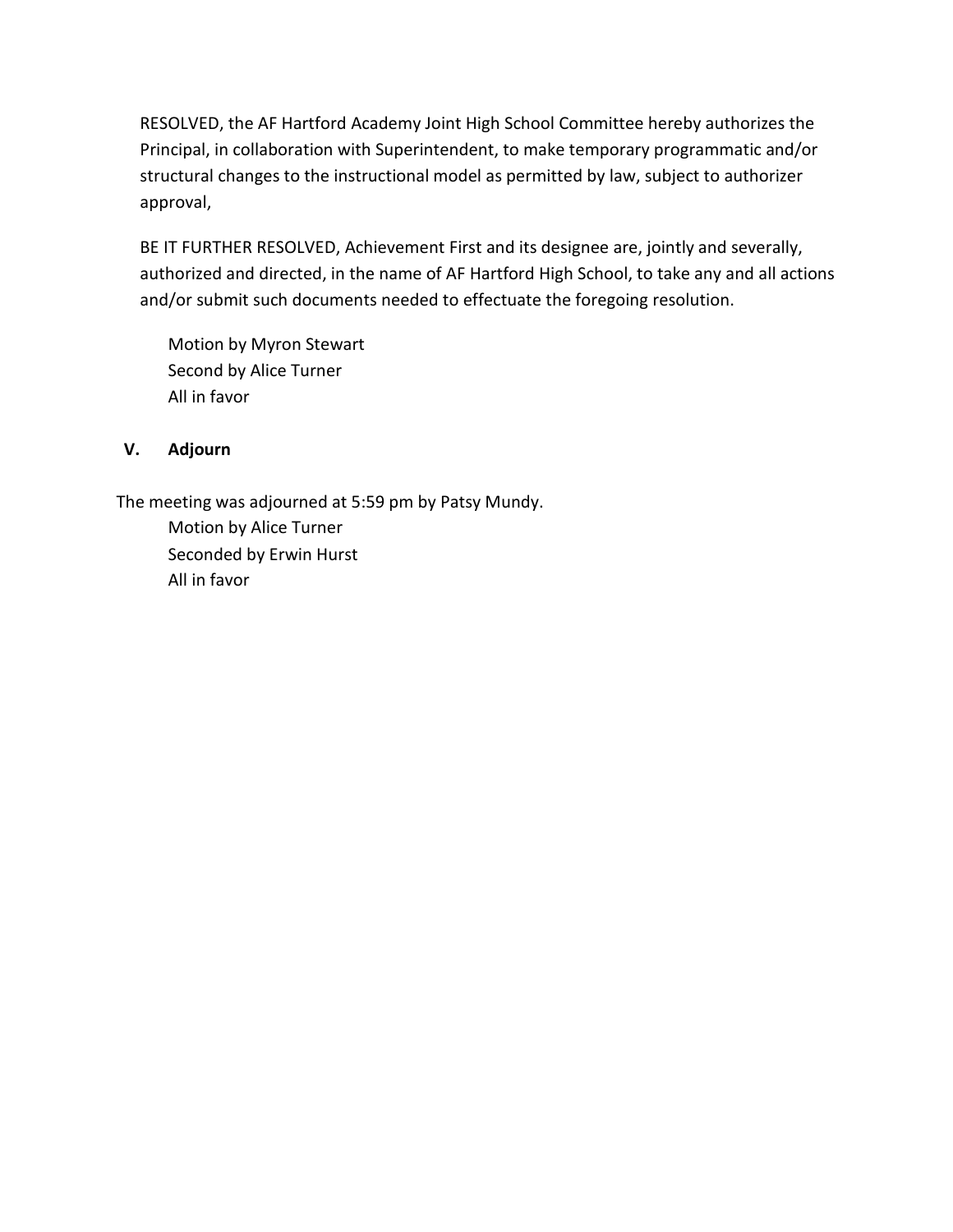RESOLVED, the AF Hartford Academy Joint High School Committee hereby authorizes the Principal, in collaboration with Superintendent, to make temporary programmatic and/or structural changes to the instructional model as permitted by law, subject to authorizer approval,

BE IT FURTHER RESOLVED, Achievement First and its designee are, jointly and severally, authorized and directed, in the name of AF Hartford High School, to take any and all actions and/or submit such documents needed to effectuate the foregoing resolution.

Motion by Myron Stewart
Second by Alice Turner
All in favor

## V. Adjourn

The meeting was adjourned at 5:59 pm by Patsy Mundy.

Motion by Alice Turner
Seconded by Erwin Hurst
All in favor